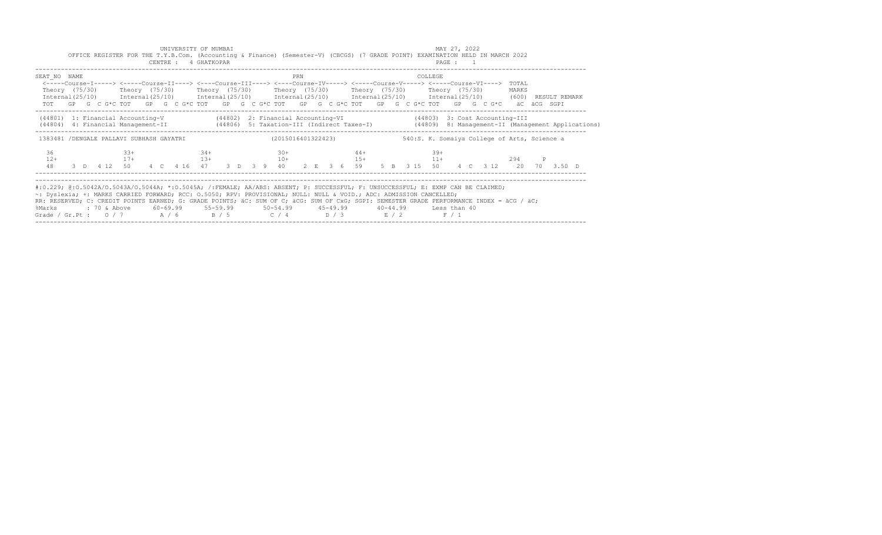UNIVERSITY OF MUMBAI

MAY 27, 2022

OFFICE REGISTER FOR THE T.Y.B.Com. (Accounting & Finance) (Semester-V) (CBCGS) (7 GRADE POINT) EXAMINATION HELD IN MARCH 2022

CENTRE : 4 GHATKOPAR

```
SEAT_NO  NAME                                                     PRN                                        COLLEGE
 <-----Course-I-----> <-----Course-II----> <----Course-III----> <----Course-IV-----> <-----Course-V-----> <-----Course-VI---->  TOTAL
 Theory  (75/30)      Theory  (75/30)      Theory  (75/30)      Theory  (75/30)      Theory  (75/30)      Theory  (75/30)       MARKS
 Internal(25/10)      Internal(25/10)      Internal(25/10)      Internal(25/10)      Internal(25/10)      Internal(25/10)       (600)  RESULT REMARK
 TOT   GP  G  C G*C TOT   GP  G  C G*C TOT   GP  G  C G*C TOT   GP  G  C G*C TOT   GP  G  C G*C TOT   GP  G  C G*C   äC  äCG  SGPI
-----------------------------------------------------------------------------------------------------------------------------------------
 (44801)  1: Financial Accounting-V            (44802)  2: Financial Accounting-VI              (44803)  3: Cost Accounting-III
 (44804)  4: Financial Management-II           (44806)  5: Taxation-III (Indirect Taxes-I)       (44809)  8: Management-II (Management Applications)
-----------------------------------------------------------------------------------------------------------------------------------------
 1383481 /DENGALE PALLAVI SUBHASH GAYATRI                     (2015016401322423)               540:S. K. Somaiya College of Arts, Science a

  36                 33+                 34+                 30+                 44+                 39+
  12+                17+                 13+                 10+                 15+                 11+                  294      P
  48    3  D   4 12  50    4  C   4 16   47    3  D   3  9   40    2  E   3  6   59    5  B   3 15   50    4  C   3 12    20   70   3.50  D
-----------------------------------------------------------------------------------------------------------------------------------------
```

#:O.229; @:O.5042A/O.5043A/O.5044A; *:O.5045A; /:FEMALE; AA/ABS: ABSENT; P: SUCCESSFUL; F: UNSUCCESSFUL; E: EXMP CAN BE CLAIMED;
~: Dyslexia; +: MARKS CARRIED FORWARD; RCC: O.5050; RPV: PROVISIONAL; NULL: NULL & VOID.; ADC: ADMISSION CANCELLED;
RR: RESERVED; C: CREDIT POINTS EARNED; G: GRADE POINTS; äC: SUM OF C; äCG: SUM OF CxG; SGPI: SEMESTER GRADE PERFORMANCE INDEX = äCG / äC;

| %Marks | : 70 & Above | 60-69.99 | 55-59.99 | 50-54.99 | 45-49.99 | 40-44.99 | Less than 40 |
|---|---|---|---|---|---|---|---|
| Grade / Gr.Pt : | O / 7 | A / 6 | B / 5 | C / 4 | D / 3 | E / 2 | F / 1 |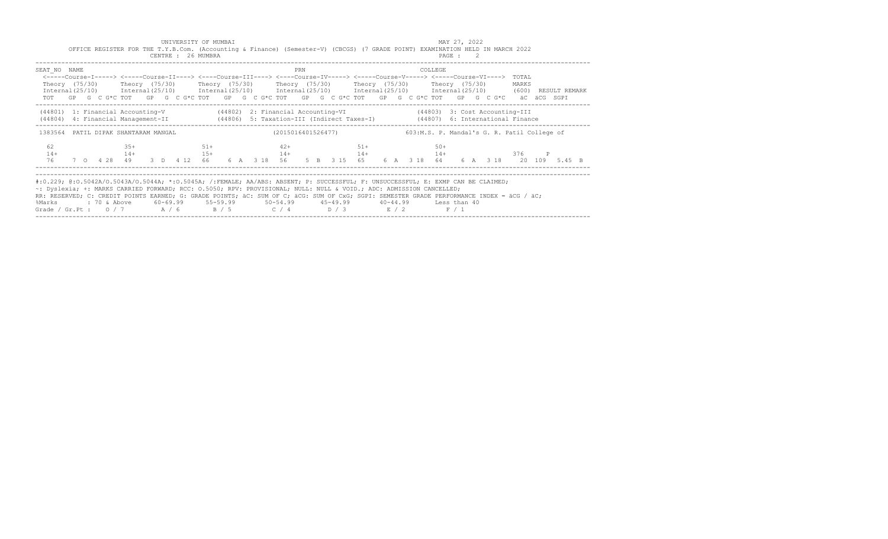UNIVERSITY OF MUMBAI

MAY 27, 2022

OFFICE REGISTER FOR THE T.Y.B.Com. (Accounting & Finance) (Semester-V) (CBCGS) (7 GRADE POINT) EXAMINATION HELD IN MARCH 2022

CENTRE : 26 MUMBRA

| SEAT_NO | NAME | PRN | COLLEGE |
|---|---|---|---|
| | | | |

| | Course-I | Course-II | Course-III | Course-IV | Course-V | Course-VI | TOTAL MARKS (600) | RESULT | REMARK |
|---|---|---|---|---|---|---|---|---|---|
| Theory | (75/30) | (75/30) | (75/30) | (75/30) | (75/30) | (75/30) | | | |
| Internal | (25/10) | (25/10) | (25/10) | (25/10) | (25/10) | (25/10) | | | |
| | TOT GP G C G*C | TOT GP G C G*C | TOT GP G C G*C | TOT GP G C G*C | TOT GP G C G*C | TOT GP G C G*C | äC äCG SGPI | | |

(44801) 1: Financial Accounting-V (44802) 2: Financial Accounting-VI (44803) 3: Cost Accounting-III
(44804) 4: Financial Management-II (44806) 5: Taxation-III (Indirect Taxes-I) (44807) 6: International Finance

1383564 PATIL DIPAK SHANTARAM MANGAL (2015016401526477) 603:M.S. P. Mandal's G. R. Patil College of

| | Course-I | Course-II | Course-III | Course-IV | Course-V | Course-VI | TOTAL | RESULT | REMARK |
|---|---|---|---|---|---|---|---|---|---|
| Theory | 62 | 35+ | 51+ | 42+ | 51+ | 50+ | | | |
| Internal | 14+ | 14+ | 15+ | 14+ | 14+ | 14+ | 376 | P | |
| | 76 7 O 4 28 | 49 3 D 4 12 | 66 6 A 3 18 | 56 5 B 3 15 | 65 6 A 3 18 | 64 6 A 3 18 | 20 109 5.45 | | B |

#:0.229; @:O.5042A/O.5043A/O.5044A; *:O.5045A; /:FEMALE; AA/ABS: ABSENT; P: SUCCESSFUL; F: UNSUCCESSFUL; E: EXMP CAN BE CLAIMED;
~: Dyslexia; +: MARKS CARRIED FORWARD; RCC: O.5050; RPV: PROVISIONAL; NULL: NULL & VOID.; ADC: ADMISSION CANCELLED;
RR: RESERVED; C: CREDIT POINTS EARNED; G: GRADE POINTS; äC: SUM OF C; äCG: SUM OF CxG; SGPI: SEMESTER GRADE PERFORMANCE INDEX = äCG / äC;

| %Marks | : 70 & Above | 60-69.99 | 55-59.99 | 50-54.99 | 45-49.99 | 40-44.99 | Less than 40 |
|---|---|---|---|---|---|---|---|
| Grade / Gr.Pt : | O / 7 | A / 6 | B / 5 | C / 4 | D / 3 | E / 2 | F / 1 |